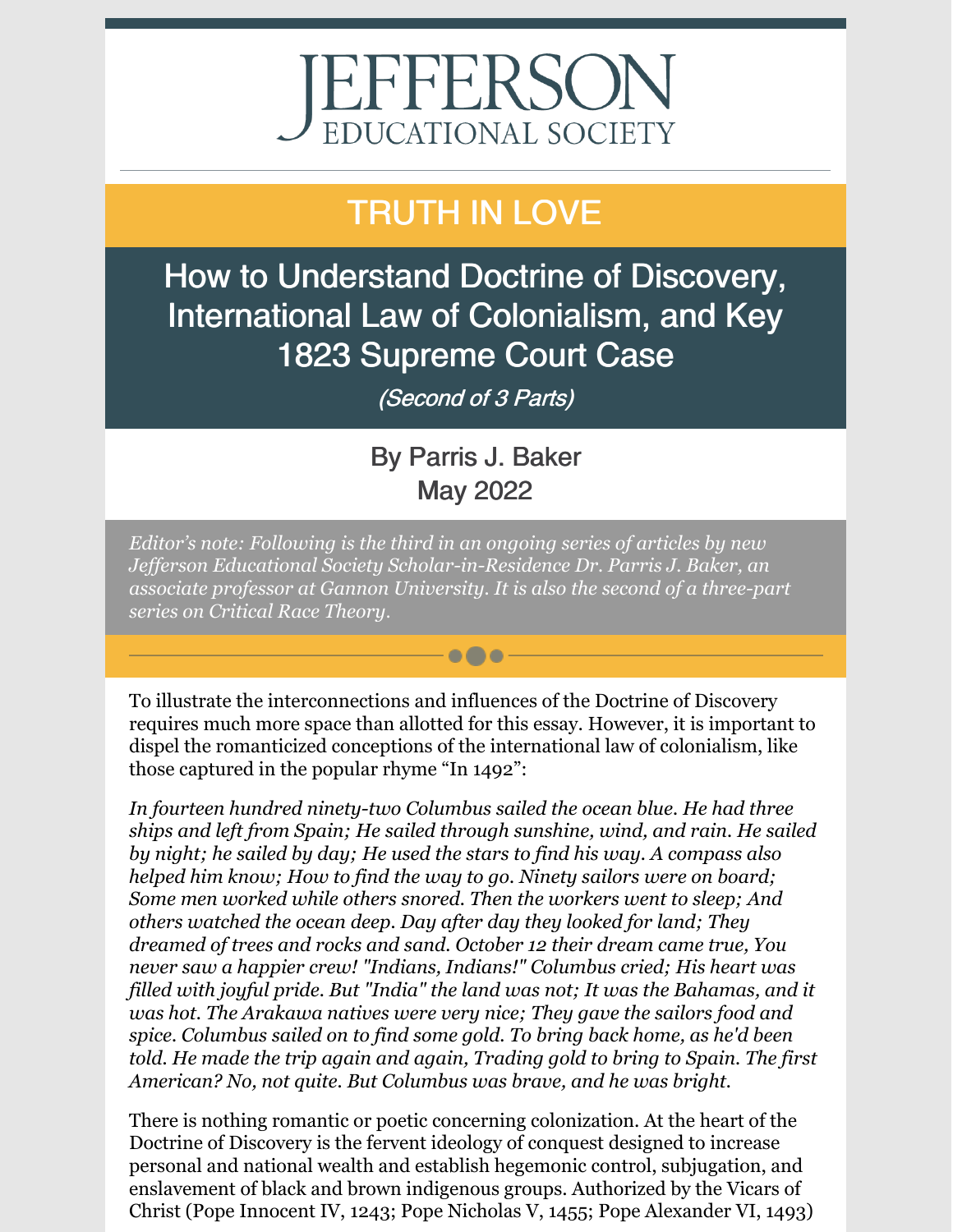# JEFFERSON
EDUCATIONAL SOCIETY

## TRUTH IN LOVE

## How to Understand Doctrine of Discovery, International Law of Colonialism, and Key 1823 Supreme Court Case

*(Second of 3 Parts)*

By Parris J. Baker
May 2022

*Editor's note: Following is the third in an ongoing series of articles by new Jefferson Educational Society Scholar-in-Residence Dr. Parris J. Baker, an associate professor at Gannon University. It is also the second of a three-part series on Critical Race Theory.*

To illustrate the interconnections and influences of the Doctrine of Discovery requires much more space than allotted for this essay. However, it is important to dispel the romanticized conceptions of the international law of colonialism, like those captured in the popular rhyme "In 1492":

*In fourteen hundred ninety-two Columbus sailed the ocean blue. He had three ships and left from Spain; He sailed through sunshine, wind, and rain. He sailed by night; he sailed by day; He used the stars to find his way. A compass also helped him know; How to find the way to go. Ninety sailors were on board; Some men worked while others snored. Then the workers went to sleep; And others watched the ocean deep. Day after day they looked for land; They dreamed of trees and rocks and sand. October 12 their dream came true, You never saw a happier crew! "Indians, Indians!" Columbus cried; His heart was filled with joyful pride. But "India" the land was not; It was the Bahamas, and it was hot. The Arakawa natives were very nice; They gave the sailors food and spice. Columbus sailed on to find some gold. To bring back home, as he'd been told. He made the trip again and again, Trading gold to bring to Spain. The first American? No, not quite. But Columbus was brave, and he was bright.*

There is nothing romantic or poetic concerning colonization. At the heart of the Doctrine of Discovery is the fervent ideology of conquest designed to increase personal and national wealth and establish hegemonic control, subjugation, and enslavement of black and brown indigenous groups. Authorized by the Vicars of Christ (Pope Innocent IV, 1243; Pope Nicholas V, 1455; Pope Alexander VI, 1493)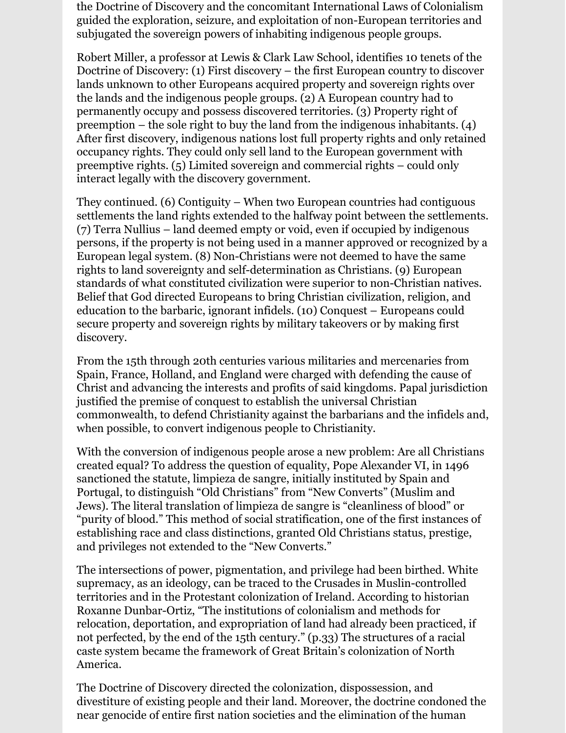the Doctrine of Discovery and the concomitant International Laws of Colonialism guided the exploration, seizure, and exploitation of non-European territories and subjugated the sovereign powers of inhabiting indigenous people groups.

Robert Miller, a professor at Lewis & Clark Law School, identifies 10 tenets of the Doctrine of Discovery: (1) First discovery – the first European country to discover lands unknown to other Europeans acquired property and sovereign rights over the lands and the indigenous people groups. (2) A European country had to permanently occupy and possess discovered territories. (3) Property right of preemption – the sole right to buy the land from the indigenous inhabitants. (4) After first discovery, indigenous nations lost full property rights and only retained occupancy rights. They could only sell land to the European government with preemptive rights. (5) Limited sovereign and commercial rights – could only interact legally with the discovery government.

They continued. (6) Contiguity – When two European countries had contiguous settlements the land rights extended to the halfway point between the settlements. (7) Terra Nullius – land deemed empty or void, even if occupied by indigenous persons, if the property is not being used in a manner approved or recognized by a European legal system. (8) Non-Christians were not deemed to have the same rights to land sovereignty and self-determination as Christians. (9) European standards of what constituted civilization were superior to non-Christian natives. Belief that God directed Europeans to bring Christian civilization, religion, and education to the barbaric, ignorant infidels. (10) Conquest – Europeans could secure property and sovereign rights by military takeovers or by making first discovery.

From the 15th through 20th centuries various militaries and mercenaries from Spain, France, Holland, and England were charged with defending the cause of Christ and advancing the interests and profits of said kingdoms. Papal jurisdiction justified the premise of conquest to establish the universal Christian commonwealth, to defend Christianity against the barbarians and the infidels and, when possible, to convert indigenous people to Christianity.

With the conversion of indigenous people arose a new problem: Are all Christians created equal? To address the question of equality, Pope Alexander VI, in 1496 sanctioned the statute, limpieza de sangre, initially instituted by Spain and Portugal, to distinguish "Old Christians" from "New Converts" (Muslim and Jews). The literal translation of limpieza de sangre is "cleanliness of blood" or "purity of blood." This method of social stratification, one of the first instances of establishing race and class distinctions, granted Old Christians status, prestige, and privileges not extended to the "New Converts."

The intersections of power, pigmentation, and privilege had been birthed. White supremacy, as an ideology, can be traced to the Crusades in Muslin-controlled territories and in the Protestant colonization of Ireland. According to historian Roxanne Dunbar-Ortiz, "The institutions of colonialism and methods for relocation, deportation, and expropriation of land had already been practiced, if not perfected, by the end of the 15th century." (p.33) The structures of a racial caste system became the framework of Great Britain's colonization of North America.

The Doctrine of Discovery directed the colonization, dispossession, and divestiture of existing people and their land. Moreover, the doctrine condoned the near genocide of entire first nation societies and the elimination of the human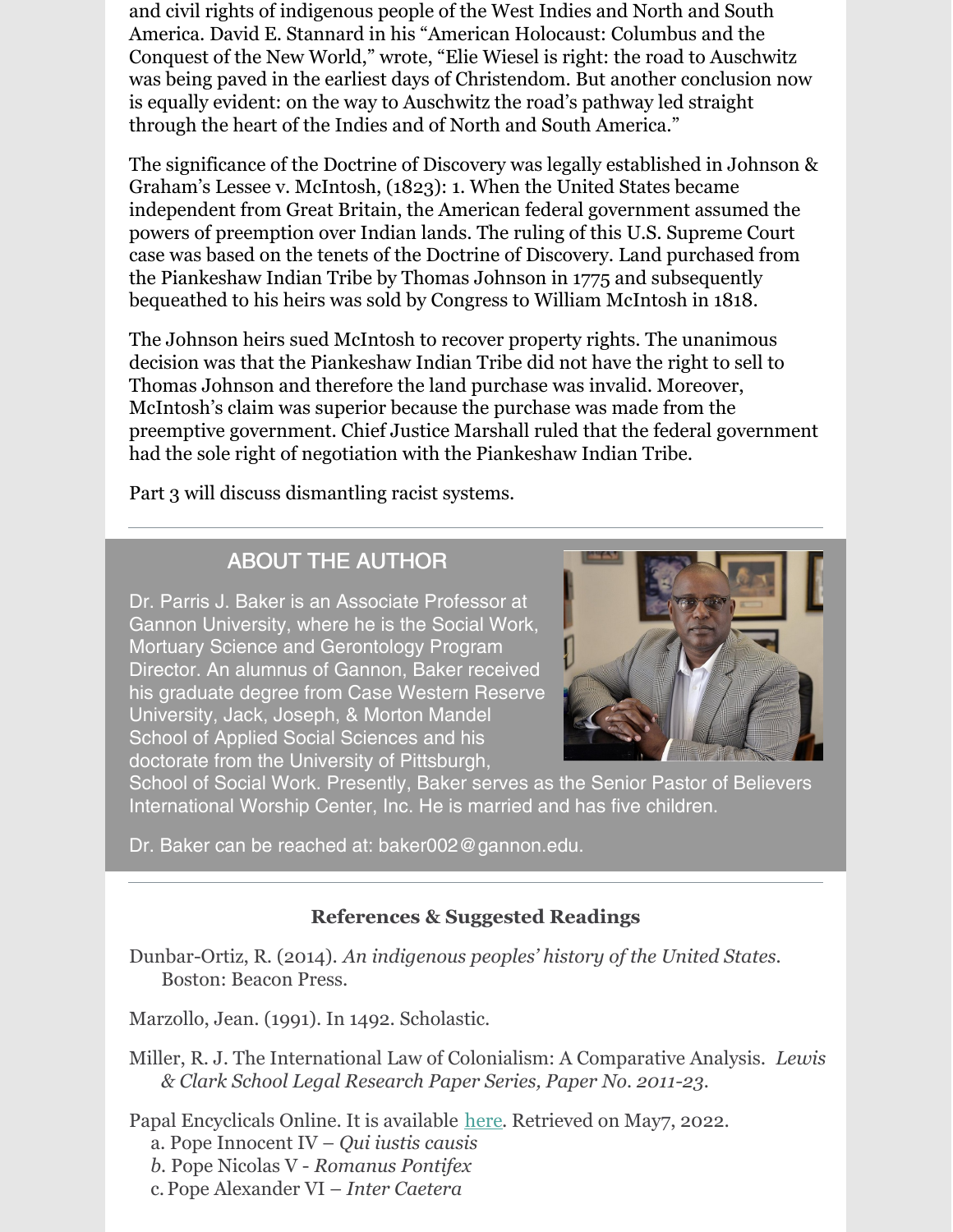and civil rights of indigenous people of the West Indies and North and South America. David E. Stannard in his "American Holocaust: Columbus and the Conquest of the New World," wrote, "Elie Wiesel is right: the road to Auschwitz was being paved in the earliest days of Christendom. But another conclusion now is equally evident: on the way to Auschwitz the road's pathway led straight through the heart of the Indies and of North and South America."

The significance of the Doctrine of Discovery was legally established in Johnson & Graham's Lessee v. McIntosh, (1823): 1. When the United States became independent from Great Britain, the American federal government assumed the powers of preemption over Indian lands. The ruling of this U.S. Supreme Court case was based on the tenets of the Doctrine of Discovery. Land purchased from the Piankeshaw Indian Tribe by Thomas Johnson in 1775 and subsequently bequeathed to his heirs was sold by Congress to William McIntosh in 1818.

The Johnson heirs sued McIntosh to recover property rights. The unanimous decision was that the Piankeshaw Indian Tribe did not have the right to sell to Thomas Johnson and therefore the land purchase was invalid. Moreover, McIntosh's claim was superior because the purchase was made from the preemptive government. Chief Justice Marshall ruled that the federal government had the sole right of negotiation with the Piankeshaw Indian Tribe.

Part 3 will discuss dismantling racist systems.

---

## ABOUT THE AUTHOR

Dr. Parris J. Baker is an Associate Professor at Gannon University, where he is the Social Work, Mortuary Science and Gerontology Program Director. An alumnus of Gannon, Baker received his graduate degree from Case Western Reserve University, Jack, Joseph, & Morton Mandel School of Applied Social Sciences and his doctorate from the University of Pittsburgh, School of Social Work. Presently, Baker serves as the Senior Pastor of Believers International Worship Center, Inc. He is married and has five children.

Dr. Baker can be reached at: baker002@gannon.edu.

---

### References & Suggested Readings

Dunbar-Ortiz, R. (2014). *An indigenous peoples' history of the United States*. Boston: Beacon Press.

Marzollo, Jean. (1991). In 1492. Scholastic.

Miller, R. J. The International Law of Colonialism: A Comparative Analysis. *Lewis & Clark School Legal Research Paper Series, Paper No. 2011-23*.

Papal Encyclicals Online. It is available here. Retrieved on May7, 2022.

a. Pope Innocent IV – *Qui iustis causis*
b. Pope Nicolas V - *Romanus Pontifex*
c. Pope Alexander VI – *Inter Caetera*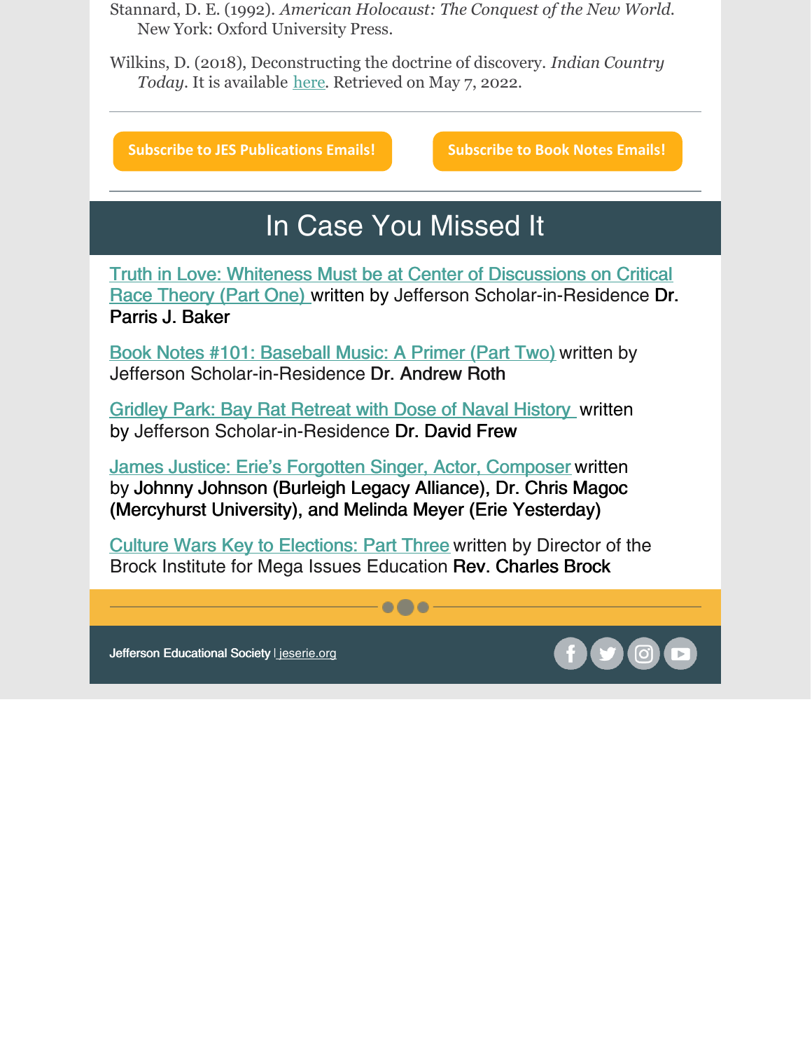Stannard, D. E. (1992). *American Holocaust: The Conquest of the New World*. New York: Oxford University Press.

Wilkins, D. (2018), Deconstructing the doctrine of discovery. *Indian Country Today*. It is available here. Retrieved on May 7, 2022.

---

Subscribe to JES Publications Emails!

Subscribe to Book Notes Emails!

---

## In Case You Missed It

Truth in Love: Whiteness Must be at Center of Discussions on Critical Race Theory (Part One) written by Jefferson Scholar-in-Residence **Dr. Parris J. Baker**

Book Notes #101: Baseball Music: A Primer (Part Two) written by Jefferson Scholar-in-Residence **Dr. Andrew Roth**

Gridley Park: Bay Rat Retreat with Dose of Naval History written by Jefferson Scholar-in-Residence **Dr. David Frew**

James Justice: Erie's Forgotten Singer, Actor, Composer written by **Johnny Johnson (Burleigh Legacy Alliance), Dr. Chris Magoc (Mercyhurst University), and Melinda Meyer (Erie Yesterday)**

Culture Wars Key to Elections: Part Three written by Director of the Brock Institute for Mega Issues Education **Rev. Charles Brock**

Jefferson Educational Society | jeserie.org